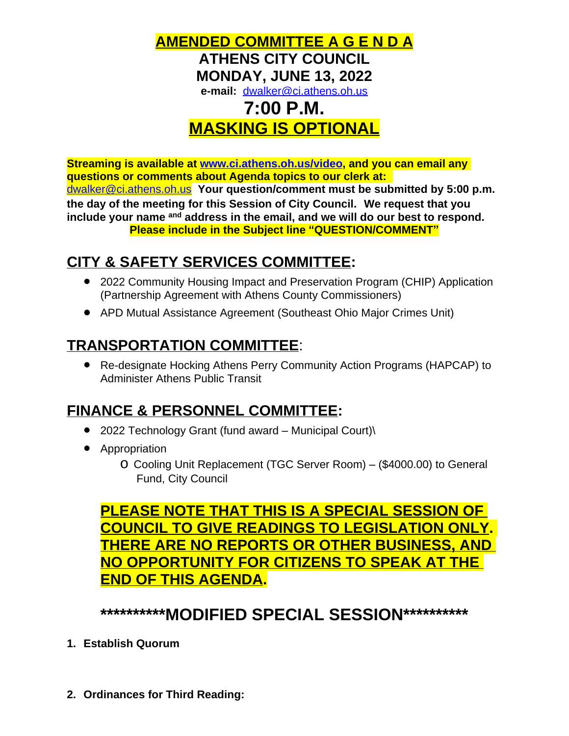# AMENDED COMMITTEE A G E N D A

**ATHENS CITY COUNCIL**

**MONDAY, JUNE 13, 2022**

**e-mail:** dwalker@ci.athens.oh.us

# 7:00 P.M.

# MASKING IS OPTIONAL

**Streaming is available at www.ci.athens.oh.us/video, and you can email any questions or comments about Agenda topics to our clerk at:** dwalker@ci.athens.oh.us **Your question/comment must be submitted by 5:00 p.m. the day of the meeting for this Session of City Council. We request that you include your name and address in the email, and we will do our best to respond. Please include in the Subject line "QUESTION/COMMENT"**

## CITY & SAFETY SERVICES COMMITTEE:

- 2022 Community Housing Impact and Preservation Program (CHIP) Application (Partnership Agreement with Athens County Commissioners)
- APD Mutual Assistance Agreement (Southeast Ohio Major Crimes Unit)

## TRANSPORTATION COMMITTEE:

- Re-designate Hocking Athens Perry Community Action Programs (HAPCAP) to Administer Athens Public Transit

## FINANCE & PERSONNEL COMMITTEE:

- 2022 Technology Grant (fund award – Municipal Court)\
- Appropriation
  - Cooling Unit Replacement (TGC Server Room) – ($4000.00) to General Fund, City Council

**PLEASE NOTE THAT THIS IS A SPECIAL SESSION OF COUNCIL TO GIVE READINGS TO LEGISLATION ONLY. THERE ARE NO REPORTS OR OTHER BUSINESS, AND NO OPPORTUNITY FOR CITIZENS TO SPEAK AT THE END OF THIS AGENDA.**

## **********MODIFIED SPECIAL SESSION**********

1. **Establish Quorum**

2. **Ordinances for Third Reading:**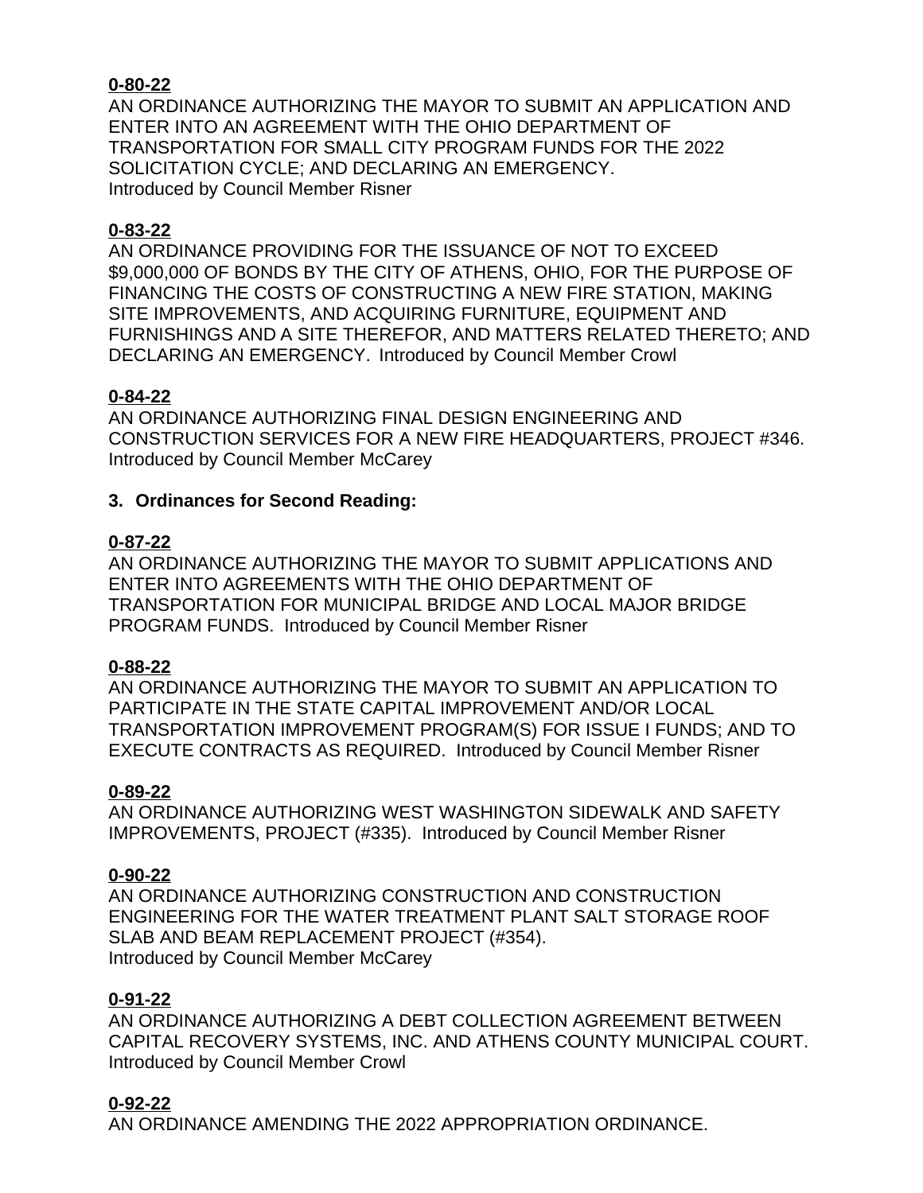**0-80-22**
AN ORDINANCE AUTHORIZING THE MAYOR TO SUBMIT AN APPLICATION AND ENTER INTO AN AGREEMENT WITH THE OHIO DEPARTMENT OF TRANSPORTATION FOR SMALL CITY PROGRAM FUNDS FOR THE 2022 SOLICITATION CYCLE; AND DECLARING AN EMERGENCY.
Introduced by Council Member Risner

**0-83-22**
AN ORDINANCE PROVIDING FOR THE ISSUANCE OF NOT TO EXCEED $9,000,000 OF BONDS BY THE CITY OF ATHENS, OHIO, FOR THE PURPOSE OF FINANCING THE COSTS OF CONSTRUCTING A NEW FIRE STATION, MAKING SITE IMPROVEMENTS, AND ACQUIRING FURNITURE, EQUIPMENT AND FURNISHINGS AND A SITE THEREFOR, AND MATTERS RELATED THERETO; AND DECLARING AN EMERGENCY. Introduced by Council Member Crowl

**0-84-22**
AN ORDINANCE AUTHORIZING FINAL DESIGN ENGINEERING AND CONSTRUCTION SERVICES FOR A NEW FIRE HEADQUARTERS, PROJECT #346.
Introduced by Council Member McCarey

**3. Ordinances for Second Reading:**

**0-87-22**
AN ORDINANCE AUTHORIZING THE MAYOR TO SUBMIT APPLICATIONS AND ENTER INTO AGREEMENTS WITH THE OHIO DEPARTMENT OF TRANSPORTATION FOR MUNICIPAL BRIDGE AND LOCAL MAJOR BRIDGE PROGRAM FUNDS. Introduced by Council Member Risner

**0-88-22**
AN ORDINANCE AUTHORIZING THE MAYOR TO SUBMIT AN APPLICATION TO PARTICIPATE IN THE STATE CAPITAL IMPROVEMENT AND/OR LOCAL TRANSPORTATION IMPROVEMENT PROGRAM(S) FOR ISSUE I FUNDS; AND TO EXECUTE CONTRACTS AS REQUIRED. Introduced by Council Member Risner

**0-89-22**
AN ORDINANCE AUTHORIZING WEST WASHINGTON SIDEWALK AND SAFETY IMPROVEMENTS, PROJECT (#335). Introduced by Council Member Risner

**0-90-22**
AN ORDINANCE AUTHORIZING CONSTRUCTION AND CONSTRUCTION ENGINEERING FOR THE WATER TREATMENT PLANT SALT STORAGE ROOF SLAB AND BEAM REPLACEMENT PROJECT (#354).
Introduced by Council Member McCarey

**0-91-22**
AN ORDINANCE AUTHORIZING A DEBT COLLECTION AGREEMENT BETWEEN CAPITAL RECOVERY SYSTEMS, INC. AND ATHENS COUNTY MUNICIPAL COURT.
Introduced by Council Member Crowl

**0-92-22**
AN ORDINANCE AMENDING THE 2022 APPROPRIATION ORDINANCE.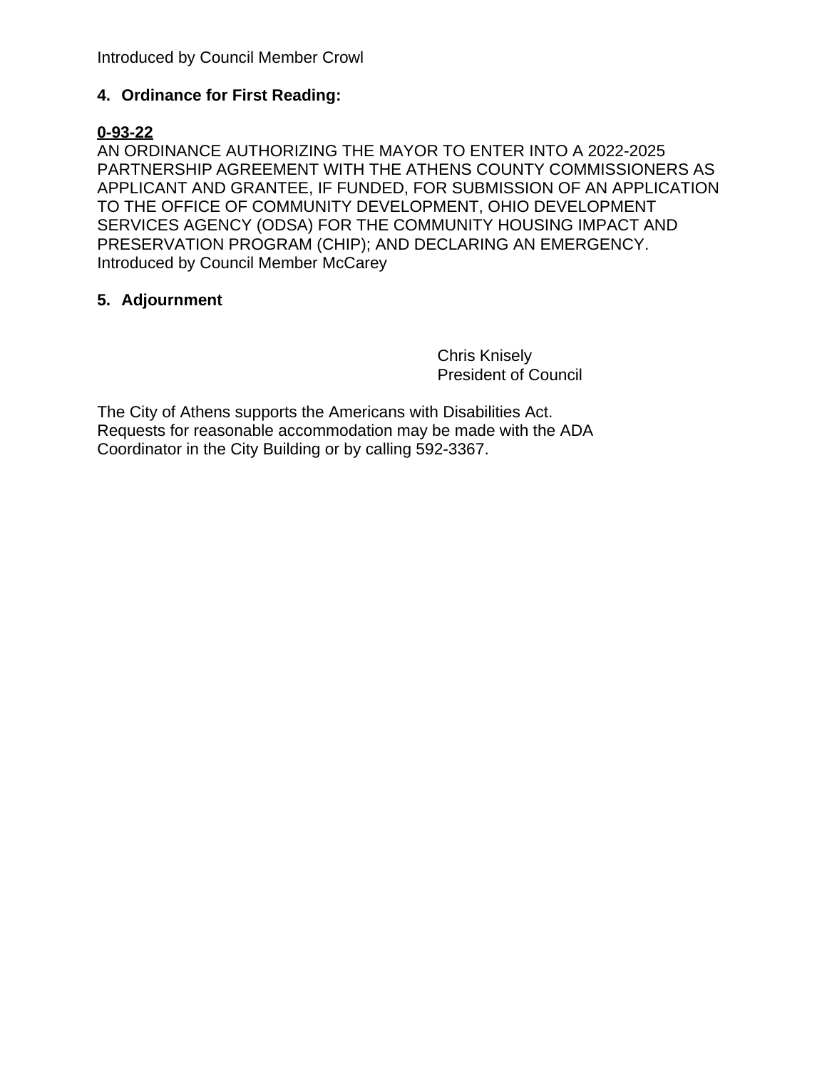Introduced by Council Member Crowl

**4. Ordinance for First Reading:**

**0-93-22**

AN ORDINANCE AUTHORIZING THE MAYOR TO ENTER INTO A 2022-2025 PARTNERSHIP AGREEMENT WITH THE ATHENS COUNTY COMMISSIONERS AS APPLICANT AND GRANTEE, IF FUNDED, FOR SUBMISSION OF AN APPLICATION TO THE OFFICE OF COMMUNITY DEVELOPMENT, OHIO DEVELOPMENT SERVICES AGENCY (ODSA) FOR THE COMMUNITY HOUSING IMPACT AND PRESERVATION PROGRAM (CHIP); AND DECLARING AN EMERGENCY.
Introduced by Council Member McCarey

**5. Adjournment**

Chris Knisely
President of Council

The City of Athens supports the Americans with Disabilities Act. Requests for reasonable accommodation may be made with the ADA Coordinator in the City Building or by calling 592-3367.